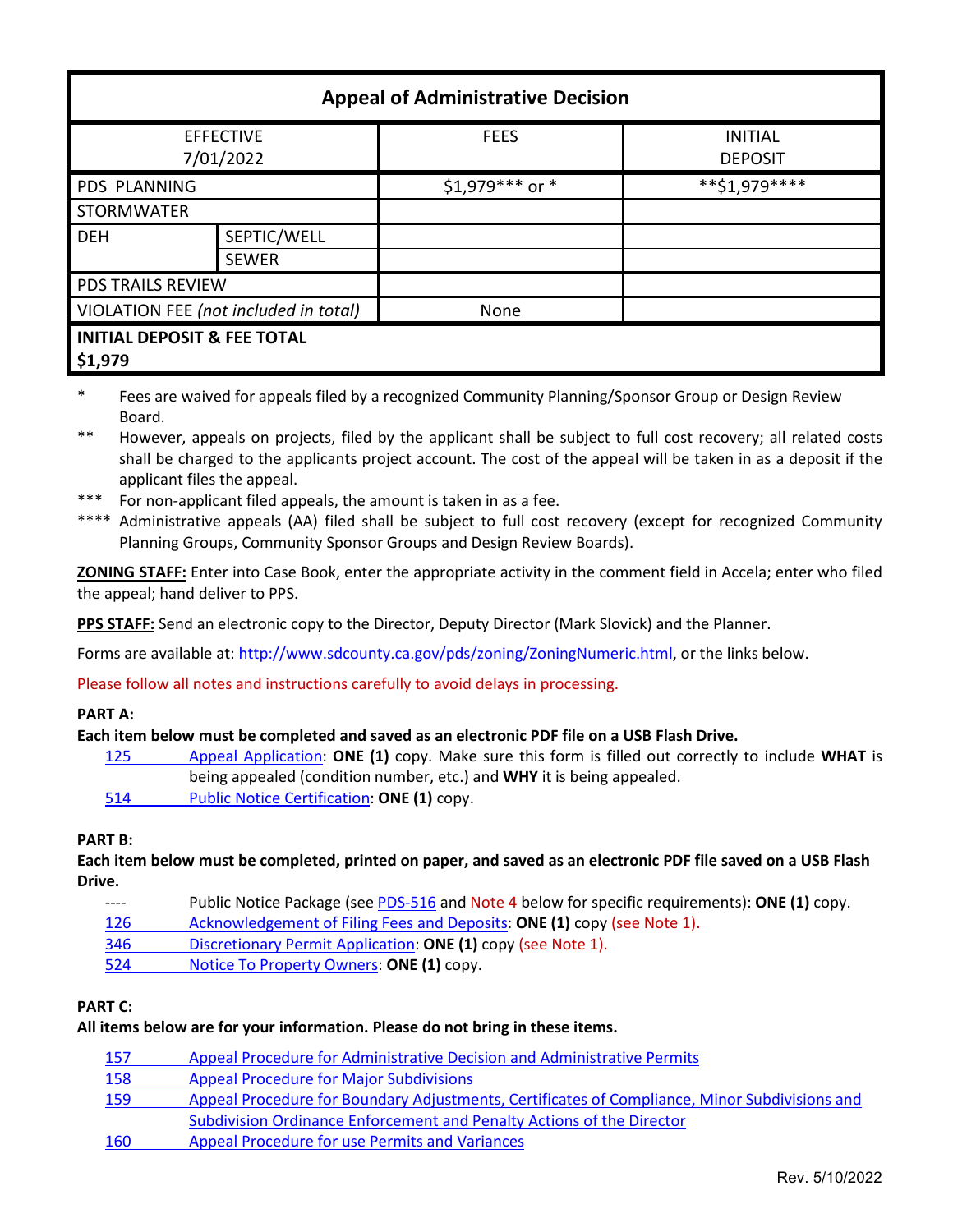| Appeal of Administrative Decision | | | |
|---|---|---|---|
| EFFECTIVE 7/01/2022 | | FEES | INITIAL DEPOSIT |
| PDS PLANNING | | $1,979*** or * | **$1,979**** |
| STORMWATER | | | |
| DEH | SEPTIC/WELL | | |
| | SEWER | | |
| PDS TRAILS REVIEW | | | |
| VIOLATION FEE *(not included in total)* | | None | |
| **INITIAL DEPOSIT & FEE TOTAL $1,979** | | | |

\* Fees are waived for appeals filed by a recognized Community Planning/Sponsor Group or Design Review Board.

\** However, appeals on projects, filed by the applicant shall be subject to full cost recovery; all related costs shall be charged to the applicants project account. The cost of the appeal will be taken in as a deposit if the applicant files the appeal.

\*** For non-applicant filed appeals, the amount is taken in as a fee.

\**** Administrative appeals (AA) filed shall be subject to full cost recovery (except for recognized Community Planning Groups, Community Sponsor Groups and Design Review Boards).

**ZONING STAFF:** Enter into Case Book, enter the appropriate activity in the comment field in Accela; enter who filed the appeal; hand deliver to PPS.

**PPS STAFF:** Send an electronic copy to the Director, Deputy Director (Mark Slovick) and the Planner.

Forms are available at: http://www.sdcounty.ca.gov/pds/zoning/ZoningNumeric.html, or the links below.

Please follow all notes and instructions carefully to avoid delays in processing.

**PART A:**

**Each item below must be completed and saved as an electronic PDF file on a USB Flash Drive.**

- 125 Appeal Application: **ONE (1)** copy. Make sure this form is filled out correctly to include **WHAT** is being appealed (condition number, etc.) and **WHY** it is being appealed.
- 514 Public Notice Certification: **ONE (1)** copy.

**PART B:**

**Each item below must be completed, printed on paper, and saved as an electronic PDF file saved on a USB Flash Drive.**

- ---- Public Notice Package (see PDS-516 and Note 4 below for specific requirements): **ONE (1)** copy.
- 126 Acknowledgement of Filing Fees and Deposits: **ONE (1)** copy (see Note 1).
- 346 Discretionary Permit Application: **ONE (1)** copy (see Note 1).
- 524 Notice To Property Owners: **ONE (1)** copy.

**PART C:**

**All items below are for your information. Please do not bring in these items.**

- 157 Appeal Procedure for Administrative Decision and Administrative Permits
- 158 Appeal Procedure for Major Subdivisions
- 159 Appeal Procedure for Boundary Adjustments, Certificates of Compliance, Minor Subdivisions and Subdivision Ordinance Enforcement and Penalty Actions of the Director
- 160 Appeal Procedure for use Permits and Variances

Rev. 5/10/2022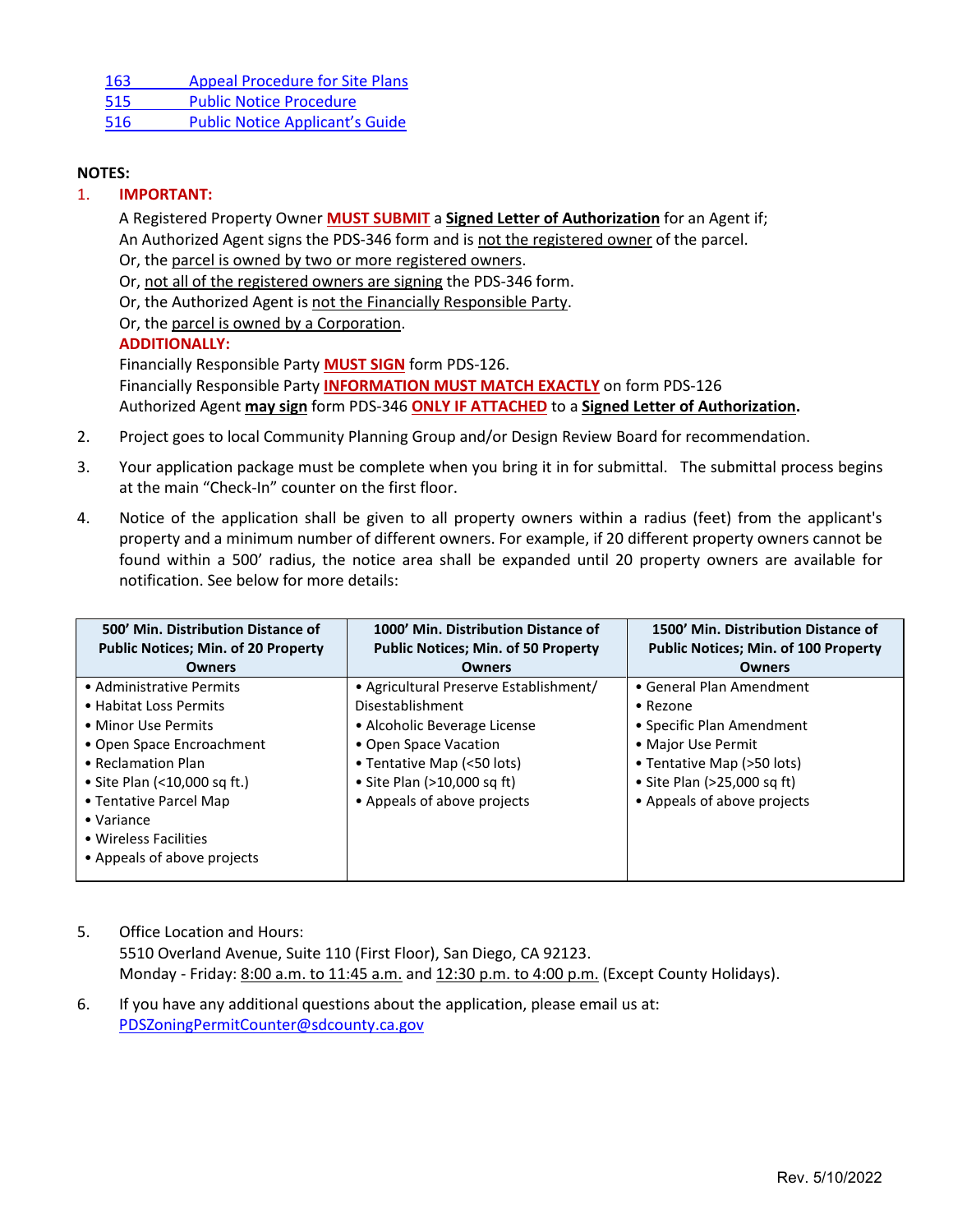163 Appeal Procedure for Site Plans
515 Public Notice Procedure
516 Public Notice Applicant's Guide

**NOTES:**

1. **IMPORTANT:**

   A Registered Property Owner **MUST SUBMIT** a **Signed Letter of Authorization** for an Agent if;
   An Authorized Agent signs the PDS-346 form and is not the registered owner of the parcel.
   Or, the parcel is owned by two or more registered owners.
   Or, not all of the registered owners are signing the PDS-346 form.
   Or, the Authorized Agent is not the Financially Responsible Party.
   Or, the parcel is owned by a Corporation.

   **ADDITIONALLY:**

   Financially Responsible Party **MUST SIGN** form PDS-126.
   Financially Responsible Party **INFORMATION MUST MATCH EXACTLY** on form PDS-126
   Authorized Agent **may sign** form PDS-346 **ONLY IF ATTACHED** to a **Signed Letter of Authorization.**

2. Project goes to local Community Planning Group and/or Design Review Board for recommendation.

3. Your application package must be complete when you bring it in for submittal. The submittal process begins at the main "Check-In" counter on the first floor.

4. Notice of the application shall be given to all property owners within a radius (feet) from the applicant's property and a minimum number of different owners. For example, if 20 different property owners cannot be found within a 500' radius, the notice area shall be expanded until 20 property owners are available for notification. See below for more details:

| 500' Min. Distribution Distance of Public Notices; Min. of 20 Property Owners | 1000' Min. Distribution Distance of Public Notices; Min. of 50 Property Owners | 1500' Min. Distribution Distance of Public Notices; Min. of 100 Property Owners |
|---|---|---|
| • Administrative Permits<br>• Habitat Loss Permits<br>• Minor Use Permits<br>• Open Space Encroachment<br>• Reclamation Plan<br>• Site Plan (<10,000 sq ft.)<br>• Tentative Parcel Map<br>• Variance<br>• Wireless Facilities<br>• Appeals of above projects | • Agricultural Preserve Establishment/ Disestablishment<br>• Alcoholic Beverage License<br>• Open Space Vacation<br>• Tentative Map (<50 lots)<br>• Site Plan (>10,000 sq ft)<br>• Appeals of above projects | • General Plan Amendment<br>• Rezone<br>• Specific Plan Amendment<br>• Major Use Permit<br>• Tentative Map (>50 lots)<br>• Site Plan (>25,000 sq ft)<br>• Appeals of above projects |

5. Office Location and Hours:
   5510 Overland Avenue, Suite 110 (First Floor), San Diego, CA 92123.
   Monday - Friday: 8:00 a.m. to 11:45 a.m. and 12:30 p.m. to 4:00 p.m. (Except County Holidays).

6. If you have any additional questions about the application, please email us at:
   PDSZoningPermitCounter@sdcounty.ca.gov

Rev. 5/10/2022